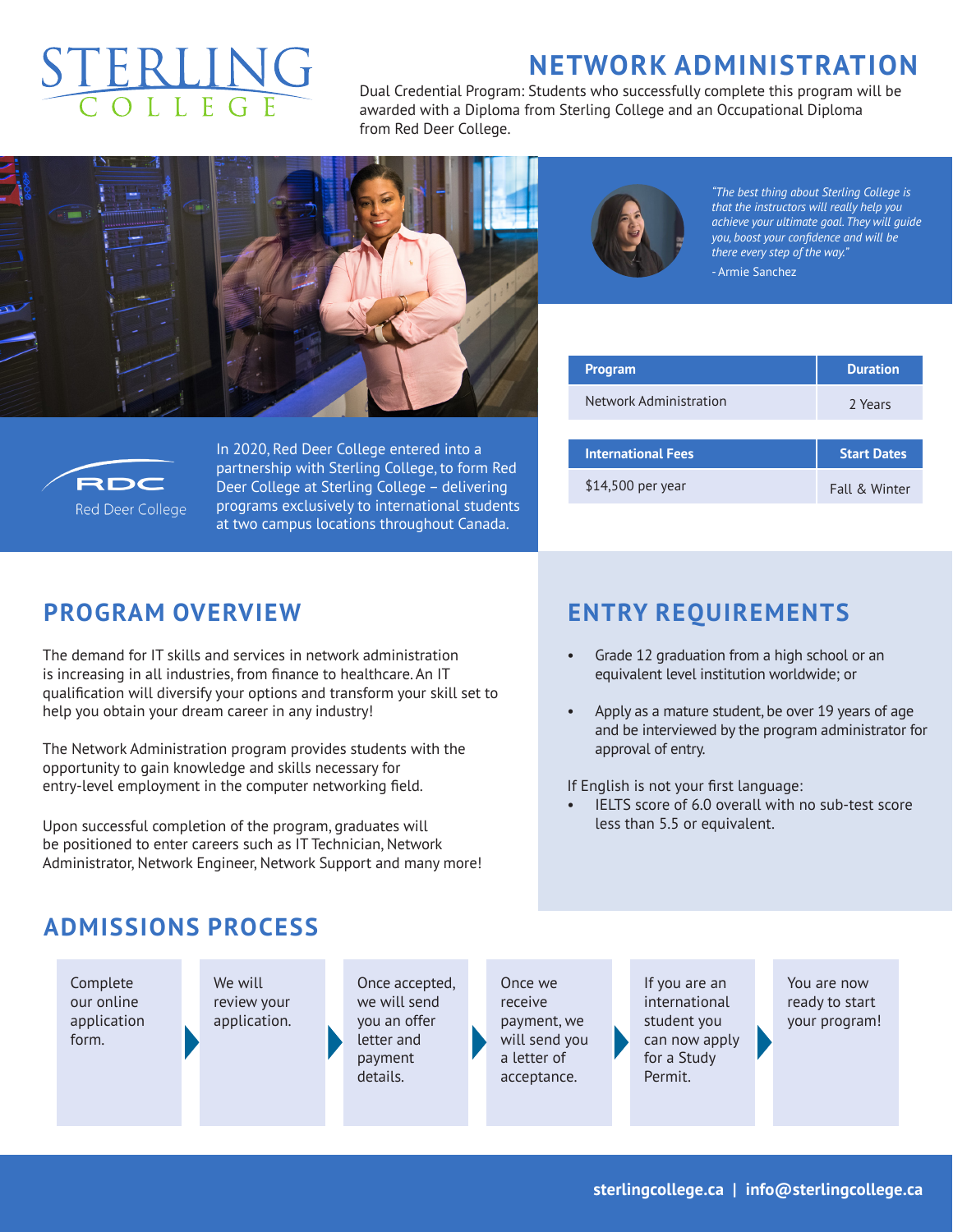# STERLING COLLEGE

# NETWORK ADMINISTRATION

Dual Credential Program: Students who successfully complete this program will be awarded with a Diploma from Sterling College and an Occupational Diploma from Red Deer College.

*"The best thing about Sterling College is that the instructors will really help you achieve your ultimate goal. They will guide you, boost your confidence and will be there every step of the way."*

- Armie Sanchez

RDC Red Deer College

In 2020, Red Deer College entered into a partnership with Sterling College, to form Red Deer College at Sterling College – delivering programs exclusively to international students at two campus locations throughout Canada.

| Program | Duration |
|---|---|
| Network Administration | 2 Years |

| International Fees | Start Dates |
|---|---|
| $14,500 per year | Fall & Winter |

## PROGRAM OVERVIEW

The demand for IT skills and services in network administration is increasing in all industries, from finance to healthcare. An IT qualification will diversify your options and transform your skill set to help you obtain your dream career in any industry!

The Network Administration program provides students with the opportunity to gain knowledge and skills necessary for entry-level employment in the computer networking field.

Upon successful completion of the program, graduates will be positioned to enter careers such as IT Technician, Network Administrator, Network Engineer, Network Support and many more!

## ENTRY REQUIREMENTS

- Grade 12 graduation from a high school or an equivalent level institution worldwide; or
- Apply as a mature student, be over 19 years of age and be interviewed by the program administrator for approval of entry.

If English is not your first language:

- IELTS score of 6.0 overall with no sub-test score less than 5.5 or equivalent.

## ADMISSIONS PROCESS

1. Complete our online application form.
2. We will review your application.
3. Once accepted, we will send you an offer letter and payment details.
4. Once we receive payment, we will send you a letter of acceptance.
5. If you are an international student you can now apply for a Study Permit.
6. You are now ready to start your program!

sterlingcollege.ca | info@sterlingcollege.ca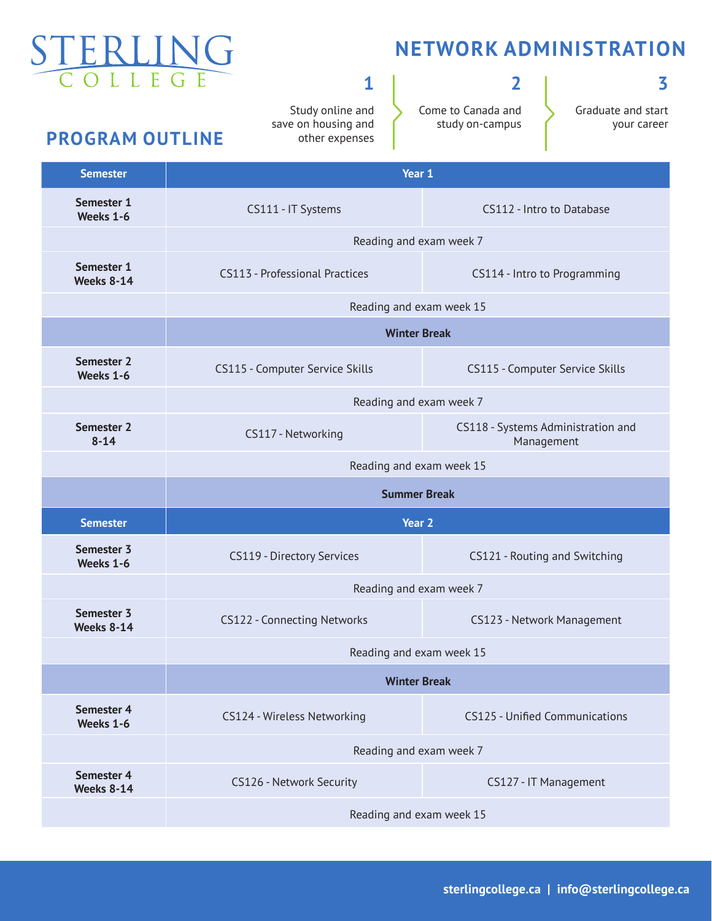# STERLING COLLEGE

## NETWORK ADMINISTRATION

**1** Study online and save on housing and other expenses

**2** Come to Canada and study on-campus

**3** Graduate and start your career

## PROGRAM OUTLINE

| Semester | Year 1 | |
|---|---|---|
| **Semester 1 Weeks 1-6** | CS111 - IT Systems | CS112 - Intro to Database |
| | Reading and exam week 7 | |
| **Semester 1 Weeks 8-14** | CS113 - Professional Practices | CS114 - Intro to Programming |
| | Reading and exam week 15 | |
| | **Winter Break** | |
| **Semester 2 Weeks 1-6** | CS115 - Computer Service Skills | CS115 - Computer Service Skills |
| | Reading and exam week 7 | |
| **Semester 2 8-14** | CS117 - Networking | CS118 - Systems Administration and Management |
| | Reading and exam week 15 | |
| | **Summer Break** | |
| **Semester** | **Year 2** | |
| **Semester 3 Weeks 1-6** | CS119 - Directory Services | CS121 - Routing and Switching |
| | Reading and exam week 7 | |
| **Semester 3 Weeks 8-14** | CS122 - Connecting Networks | CS123 - Network Management |
| | Reading and exam week 15 | |
| | **Winter Break** | |
| **Semester 4 Weeks 1-6** | CS124 - Wireless Networking | CS125 - Unified Communications |
| | Reading and exam week 7 | |
| **Semester 4 Weeks 8-14** | CS126 - Network Security | CS127 - IT Management |
| | Reading and exam week 15 | |

**sterlingcollege.ca | info@sterlingcollege.ca**